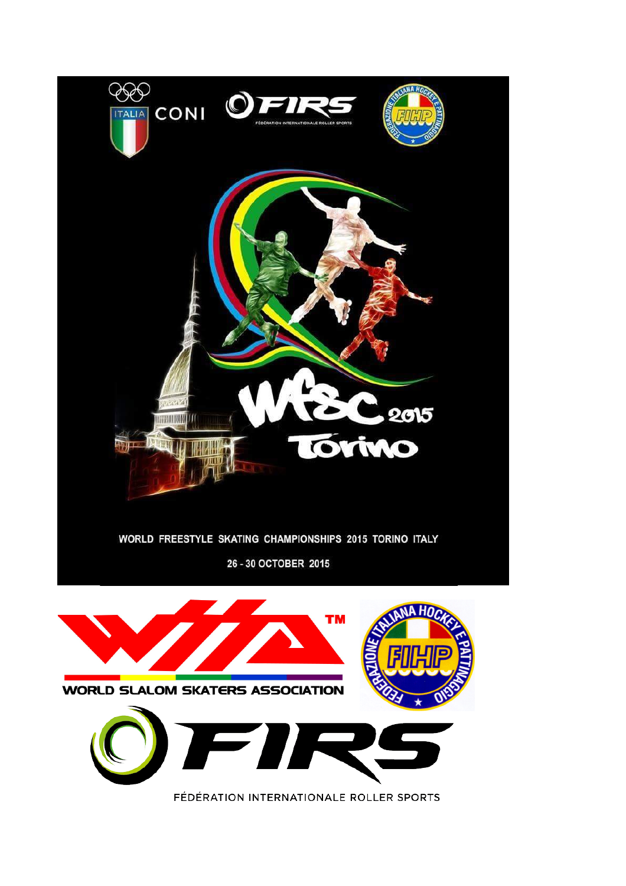ITALIA CONI

FIRS

FÉDÉRATION INTERNATIONALE ROLLER SPORTS

WFSC 2015 Torino

WORLD FREESTYLE SKATING CHAMPIONSHIPS 2015 TORINO ITALY

26 - 30 OCTOBER 2015

WORLD SLALOM SKATERS ASSOCIATION

FEDERAZIONE ITALIANA HOCKEY E PATTINAGGIO

FIHP

FIRS

FÉDÉRATION INTERNATIONALE ROLLER SPORTS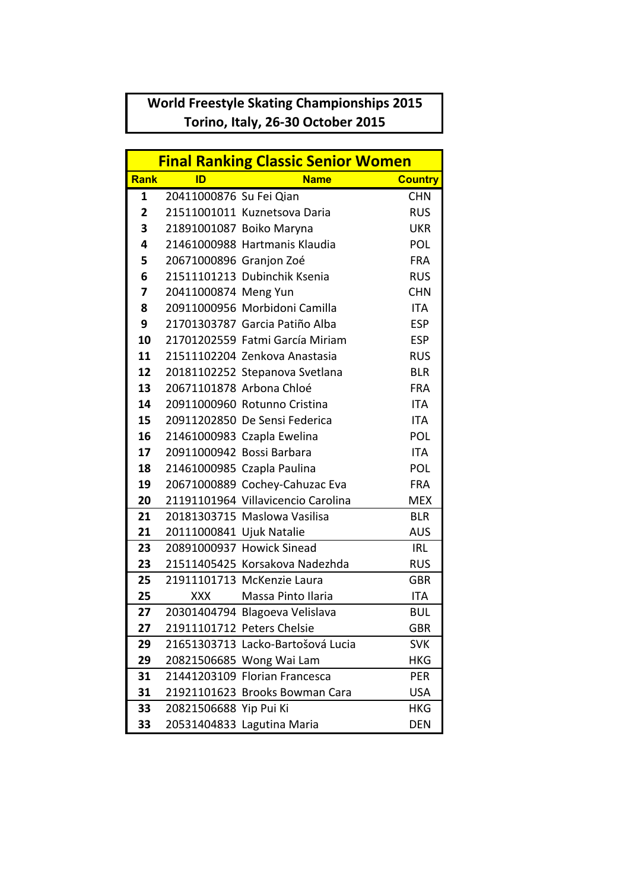# World Freestyle Skating Championships 2015
## Torino, Italy, 26-30 October 2015

## Final Ranking Classic Senior Women

| Rank | ID | Name | Country |
|---|---|---|---|
| 1 | 20411000876 | Su Fei Qian | CHN |
| 2 | 21511001011 | Kuznetsova Daria | RUS |
| 3 | 21891001087 | Boiko Maryna | UKR |
| 4 | 21461000988 | Hartmanis Klaudia | POL |
| 5 | 20671000896 | Granjon Zoé | FRA |
| 6 | 21511101213 | Dubinchik Ksenia | RUS |
| 7 | 20411000874 | Meng Yun | CHN |
| 8 | 20911000956 | Morbidoni Camilla | ITA |
| 9 | 21701303787 | Garcia Patiño Alba | ESP |
| 10 | 21701202559 | Fatmi García Miriam | ESP |
| 11 | 21511102204 | Zenkova Anastasia | RUS |
| 12 | 20181102252 | Stepanova Svetlana | BLR |
| 13 | 20671101878 | Arbona Chloé | FRA |
| 14 | 20911000960 | Rotunno Cristina | ITA |
| 15 | 20911202850 | De Sensi Federica | ITA |
| 16 | 21461000983 | Czapla Ewelina | POL |
| 17 | 20911000942 | Bossi Barbara | ITA |
| 18 | 21461000985 | Czapla Paulina | POL |
| 19 | 20671000889 | Cochey-Cahuzac Eva | FRA |
| 20 | 21191101964 | Villavicencio Carolina | MEX |
| 21 | 20181303715 | Maslowa Vasilisa | BLR |
| 21 | 20111000841 | Ujuk Natalie | AUS |
| 23 | 20891000937 | Howick Sinead | IRL |
| 23 | 21511405425 | Korsakova Nadezhda | RUS |
| 25 | 21911101713 | McKenzie Laura | GBR |
| 25 | XXX | Massa Pinto Ilaria | ITA |
| 27 | 20301404794 | Blagoeva Velislava | BUL |
| 27 | 21911101712 | Peters Chelsie | GBR |
| 29 | 21651303713 | Lacko-Bartošová Lucia | SVK |
| 29 | 20821506685 | Wong Wai Lam | HKG |
| 31 | 21441203109 | Florian Francesca | PER |
| 31 | 21921101623 | Brooks Bowman Cara | USA |
| 33 | 20821506688 | Yip Pui Ki | HKG |
| 33 | 20531404833 | Lagutina Maria | DEN |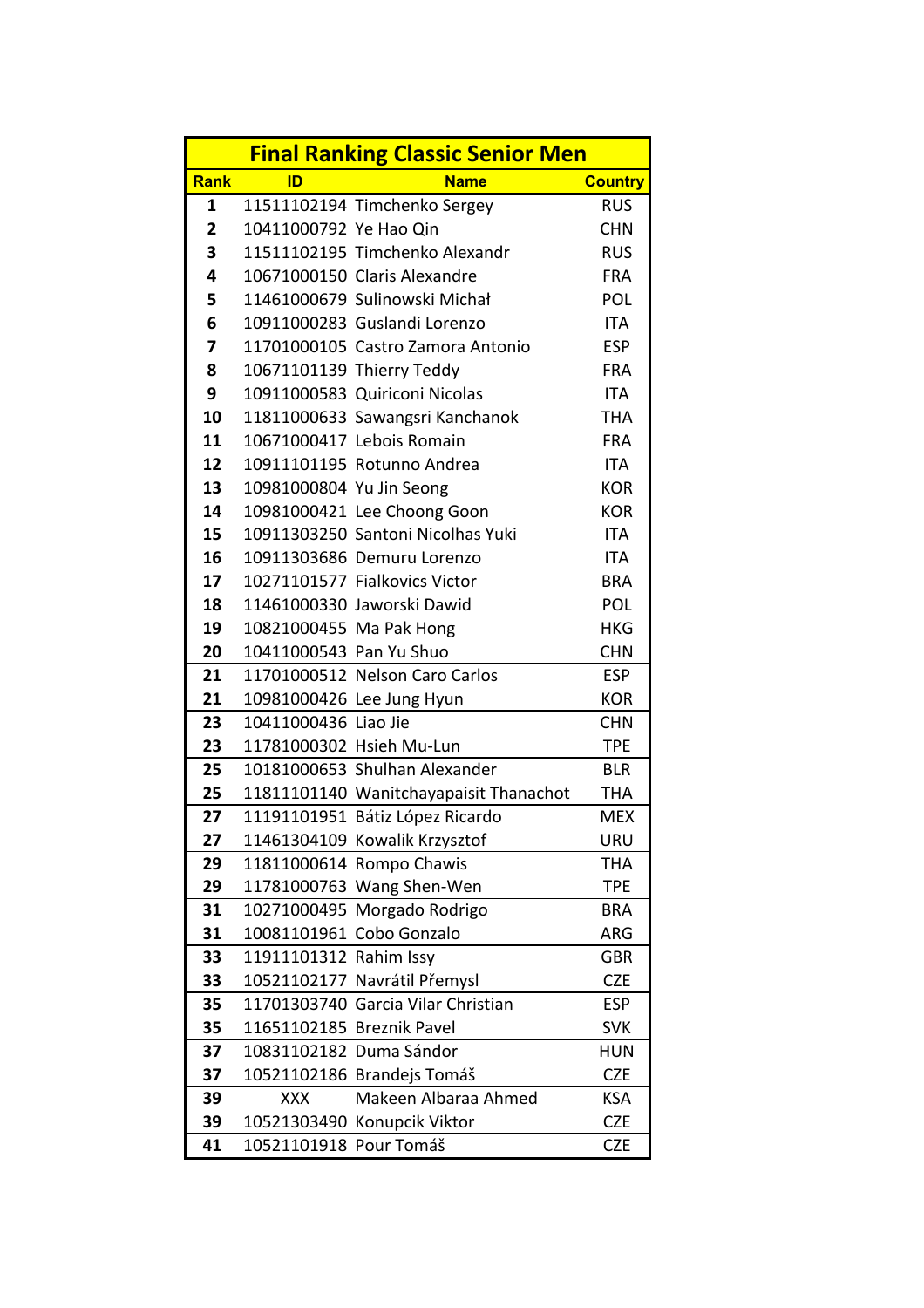| Final Ranking Classic Senior Men | | | |
|---|---|---|---|
| **Rank** | **ID** | **Name** | **Country** |
| 1 | 11511102194 | Timchenko Sergey | RUS |
| 2 | 10411000792 | Ye Hao Qin | CHN |
| 3 | 11511102195 | Timchenko Alexandr | RUS |
| 4 | 10671000150 | Claris Alexandre | FRA |
| 5 | 11461000679 | Sulinowski Michał | POL |
| 6 | 10911000283 | Guslandi Lorenzo | ITA |
| 7 | 11701000105 | Castro Zamora Antonio | ESP |
| 8 | 10671101139 | Thierry Teddy | FRA |
| 9 | 10911000583 | Quiriconi Nicolas | ITA |
| 10 | 11811000633 | Sawangsri Kanchanok | THA |
| 11 | 10671000417 | Lebois Romain | FRA |
| 12 | 10911101195 | Rotunno Andrea | ITA |
| 13 | 10981000804 | Yu Jin Seong | KOR |
| 14 | 10981000421 | Lee Choong Goon | KOR |
| 15 | 10911303250 | Santoni Nicolhas Yuki | ITA |
| 16 | 10911303686 | Demuru Lorenzo | ITA |
| 17 | 10271101577 | Fialkovics Victor | BRA |
| 18 | 11461000330 | Jaworski Dawid | POL |
| 19 | 10821000455 | Ma Pak Hong | HKG |
| 20 | 10411000543 | Pan Yu Shuo | CHN |
| 21 | 11701000512 | Nelson Caro Carlos | ESP |
| 21 | 10981000426 | Lee Jung Hyun | KOR |
| 23 | 10411000436 | Liao Jie | CHN |
| 23 | 11781000302 | Hsieh Mu-Lun | TPE |
| 25 | 10181000653 | Shulhan Alexander | BLR |
| 25 | 11811101140 | Wanitchayapaisit Thanachot | THA |
| 27 | 11191101951 | Bátiz López Ricardo | MEX |
| 27 | 11461304109 | Kowalik Krzysztof | URU |
| 29 | 11811000614 | Rompo Chawis | THA |
| 29 | 11781000763 | Wang Shen-Wen | TPE |
| 31 | 10271000495 | Morgado Rodrigo | BRA |
| 31 | 10081101961 | Cobo Gonzalo | ARG |
| 33 | 11911101312 | Rahim Issy | GBR |
| 33 | 10521102177 | Navrátil Přemysl | CZE |
| 35 | 11701303740 | Garcia Vilar Christian | ESP |
| 35 | 11651102185 | Breznik Pavel | SVK |
| 37 | 10831102182 | Duma Sándor | HUN |
| 37 | 10521102186 | Brandejs Tomáš | CZE |
| 39 | XXX | Makeen Albaraa Ahmed | KSA |
| 39 | 10521303490 | Konupcik Viktor | CZE |
| 41 | 10521101918 | Pour Tomáš | CZE |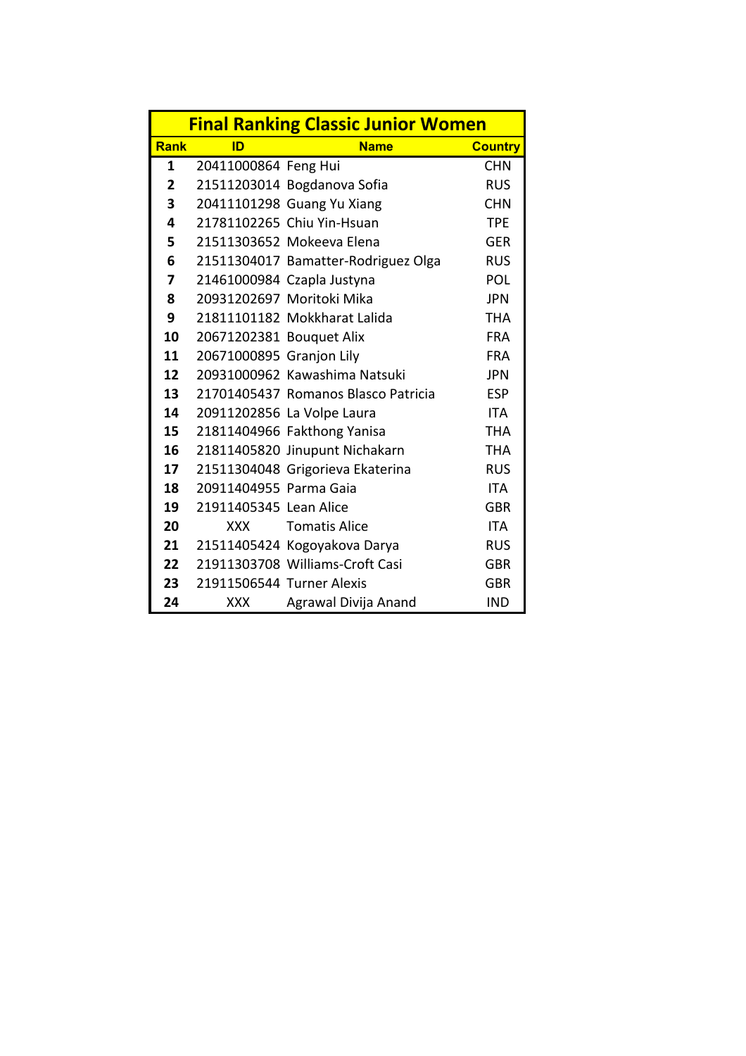# Final Ranking Classic Junior Women

| Rank | ID | Name | Country |
|---|---|---|---|
| 1 | 20411000864 | Feng Hui | CHN |
| 2 | 21511203014 | Bogdanova Sofia | RUS |
| 3 | 20411101298 | Guang Yu Xiang | CHN |
| 4 | 21781102265 | Chiu Yin-Hsuan | TPE |
| 5 | 21511303652 | Mokeeva Elena | GER |
| 6 | 21511304017 | Bamatter-Rodriguez Olga | RUS |
| 7 | 21461000984 | Czapla Justyna | POL |
| 8 | 20931202697 | Moritoki Mika | JPN |
| 9 | 21811101182 | Mokkharat Lalida | THA |
| 10 | 20671202381 | Bouquet Alix | FRA |
| 11 | 20671000895 | Granjon Lily | FRA |
| 12 | 20931000962 | Kawashima Natsuki | JPN |
| 13 | 21701405437 | Romanos Blasco Patricia | ESP |
| 14 | 20911202856 | La Volpe Laura | ITA |
| 15 | 21811404966 | Fakthong Yanisa | THA |
| 16 | 21811405820 | Jinupunt Nichakarn | THA |
| 17 | 21511304048 | Grigorieva Ekaterina | RUS |
| 18 | 20911404955 | Parma Gaia | ITA |
| 19 | 21911405345 | Lean Alice | GBR |
| 20 | XXX | Tomatis Alice | ITA |
| 21 | 21511405424 | Kogoyakova Darya | RUS |
| 22 | 21911303708 | Williams-Croft Casi | GBR |
| 23 | 21911506544 | Turner Alexis | GBR |
| 24 | XXX | Agrawal Divija Anand | IND |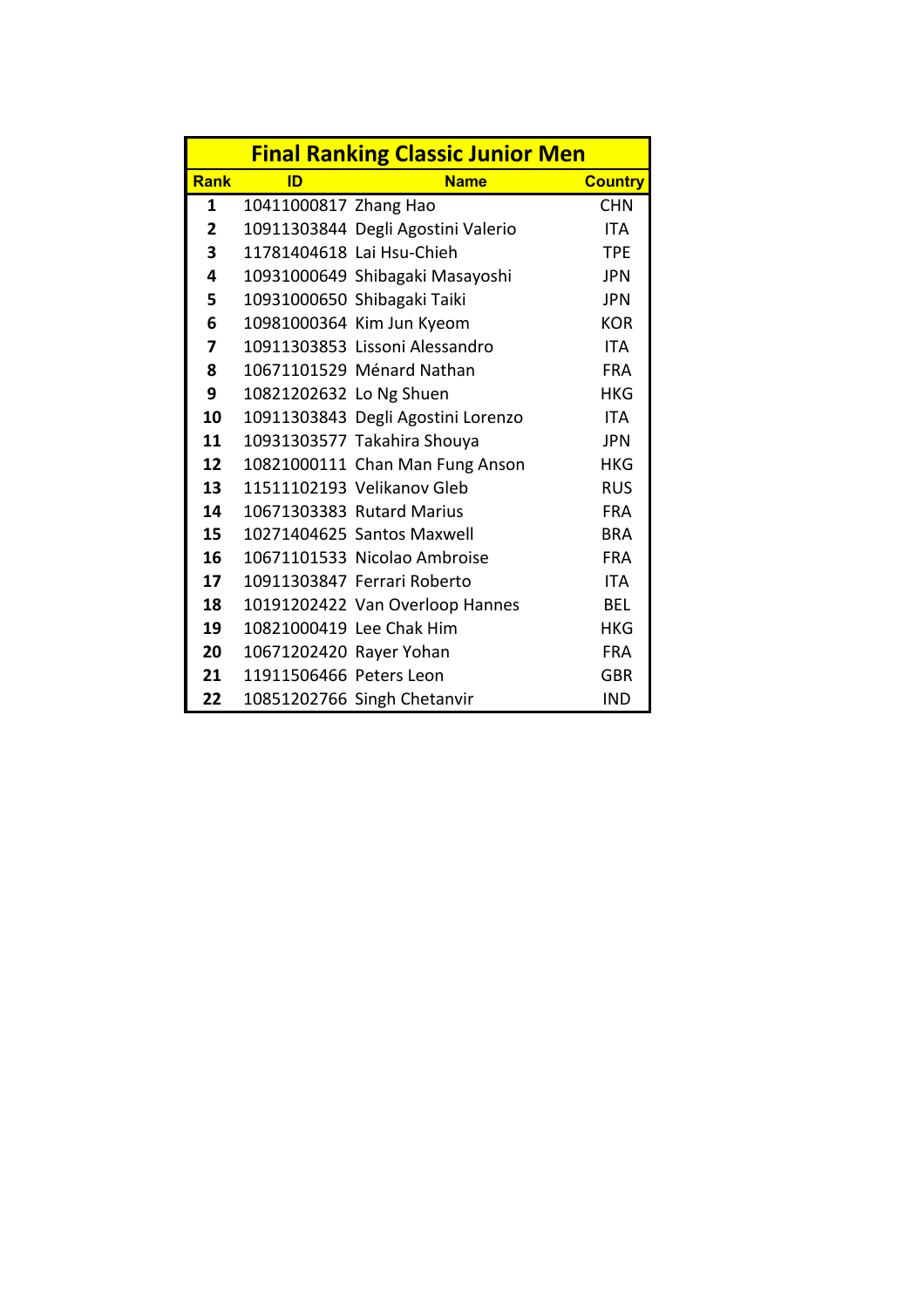| Final Ranking Classic Junior Men | | | |
|---|---|---|---|
| **Rank** | **ID** | **Name** | **Country** |
| **1** | 10411000817 | Zhang Hao | CHN |
| **2** | 10911303844 | Degli Agostini Valerio | ITA |
| **3** | 11781404618 | Lai Hsu-Chieh | TPE |
| **4** | 10931000649 | Shibagaki Masayoshi | JPN |
| **5** | 10931000650 | Shibagaki Taiki | JPN |
| **6** | 10981000364 | Kim Jun Kyeom | KOR |
| **7** | 10911303853 | Lissoni Alessandro | ITA |
| **8** | 10671101529 | Ménard Nathan | FRA |
| **9** | 10821202632 | Lo Ng Shuen | HKG |
| **10** | 10911303843 | Degli Agostini Lorenzo | ITA |
| **11** | 10931303577 | Takahira Shouya | JPN |
| **12** | 10821000111 | Chan Man Fung Anson | HKG |
| **13** | 11511102193 | Velikanov Gleb | RUS |
| **14** | 10671303383 | Rutard Marius | FRA |
| **15** | 10271404625 | Santos Maxwell | BRA |
| **16** | 10671101533 | Nicolao Ambroise | FRA |
| **17** | 10911303847 | Ferrari Roberto | ITA |
| **18** | 10191202422 | Van Overloop Hannes | BEL |
| **19** | 10821000419 | Lee Chak Him | HKG |
| **20** | 10671202420 | Rayer Yohan | FRA |
| **21** | 11911506466 | Peters Leon | GBR |
| **22** | 10851202766 | Singh Chetanvir | IND |